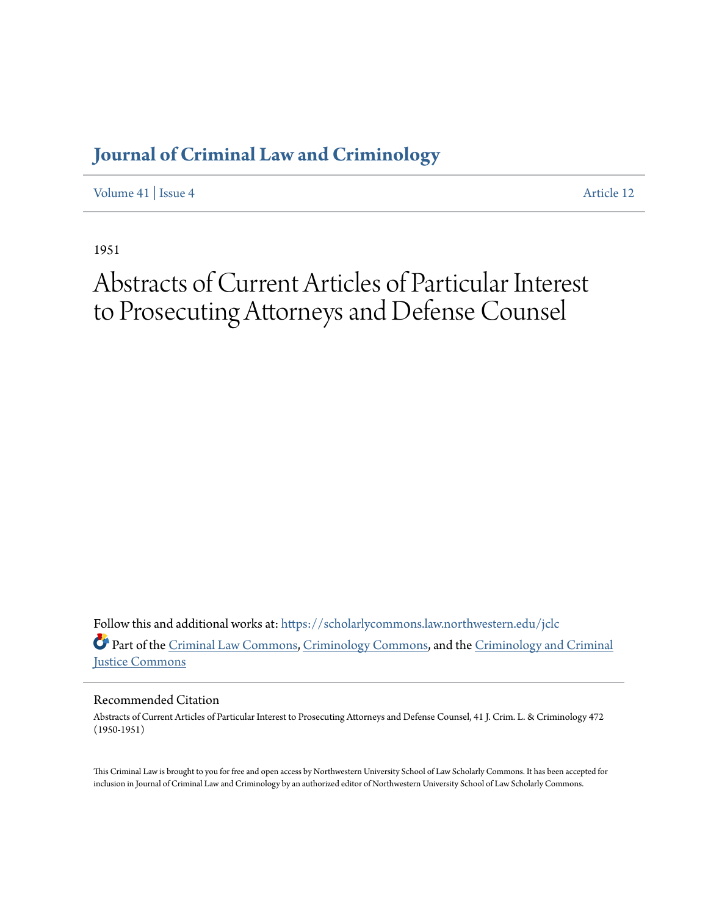# Journal of Criminal Law and Criminology

Volume 41 | Issue 4 Article 12

1951

# Abstracts of Current Articles of Particular Interest to Prosecuting Attorneys and Defense Counsel

Follow this and additional works at: https://scholarlycommons.law.northwestern.edu/jclc

Part of the Criminal Law Commons, Criminology Commons, and the Criminology and Criminal Justice Commons

## Recommended Citation

Abstracts of Current Articles of Particular Interest to Prosecuting Attorneys and Defense Counsel, 41 J. Crim. L. & Criminology 472 (1950-1951)

This Criminal Law is brought to you for free and open access by Northwestern University School of Law Scholarly Commons. It has been accepted for inclusion in Journal of Criminal Law and Criminology by an authorized editor of Northwestern University School of Law Scholarly Commons.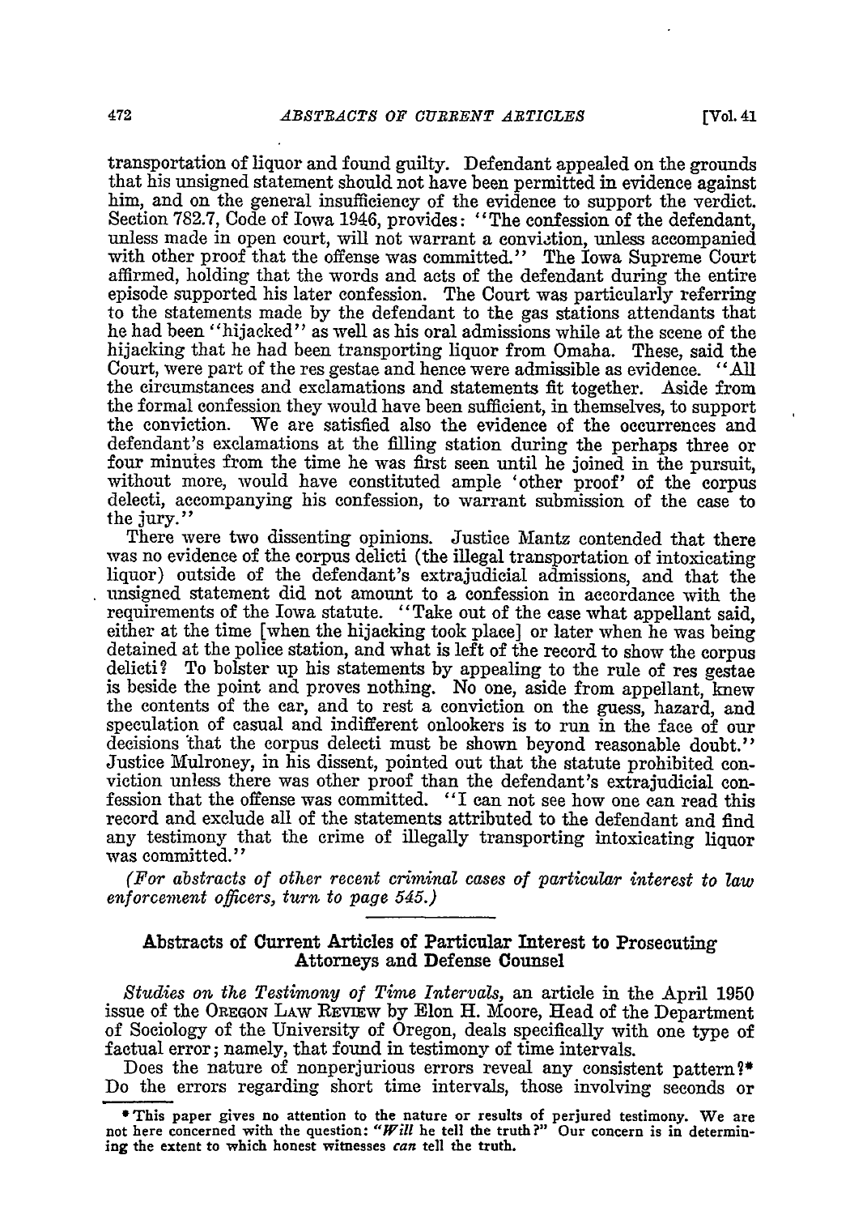transportation of liquor and found guilty. Defendant appealed on the grounds that his unsigned statement should not have been permitted in evidence against him, and on the general insufficiency of the evidence to support the verdict. Section 782.7, Code of Iowa 1946, provides: "The confession of the defendant, unless made in open court, will not warrant a conviction, unless accompanied with other proof that the offense was committed." The Iowa Supreme Court affirmed, holding that the words and acts of the defendant during the entire episode supported his later confession. The Court was particularly referring to the statements made by the defendant to the gas stations attendants that he had been "hijacked" as well as his oral admissions while at the scene of the hijacking that he had been transporting liquor from Omaha. These, said the Court, were part of the res gestae and hence were admissible as evidence. "All the circumstances and exclamations and statements fit together. Aside from the formal confession they would have been sufficient, in themselves, to support the conviction. We are satisfied also the evidence of the occurrences and defendant's exclamations at the filling station during the perhaps three or four minutes from the time he was first seen until he joined in the pursuit, without more, would have constituted ample 'other proof' of the corpus delecti, accompanying his confession, to warrant submission of the case to the jury."

There were two dissenting opinions. Justice Mantz contended that there was no evidence of the corpus delicti (the illegal transportation of intoxicating liquor) outside of the defendant's extrajudicial admissions, and that the unsigned statement did not amount to a confession in accordance with the requirements of the Iowa statute. "Take out of the case what appellant said, either at the time [when the hijacking took place] or later when he was being detained at the police station, and what is left of the record to show the corpus delicti? To bolster up his statements by appealing to the rule of res gestae is beside the point and proves nothing. No one, aside from appellant, knew the contents of the car, and to rest a conviction on the guess, hazard, and speculation of casual and indifferent onlookers is to run in the face of our decisions that the corpus delecti must be shown beyond reasonable doubt." Justice Mulroney, in his dissent, pointed out that the statute prohibited conviction unless there was other proof than the defendant's extrajudicial confession that the offense was committed. "I can not see how one can read this record and exclude all of the statements attributed to the defendant and find any testimony that the crime of illegally transporting intoxicating liquor was committed."

*(For abstracts of other recent criminal cases of particular interest to law enforcement officers, turn to page 545.)*

## Abstracts of Current Articles of Particular Interest to Prosecuting Attorneys and Defense Counsel

*Studies on the Testimony of Time Intervals*, an article in the April 1950 issue of the OREGON LAW REVIEW by Elon H. Moore, Head of the Department of Sociology of the University of Oregon, deals specifically with one type of factual error; namely, that found in testimony of time intervals.

Does the nature of nonperjurious errors reveal any consistent pattern?* Do the errors regarding short time intervals, those involving seconds or

*This paper gives no attention to the nature or results of perjured testimony. We are not here concerned with the question: *"Will he tell the truth?"* Our concern is in determining the extent to which honest witnesses *can* tell the truth.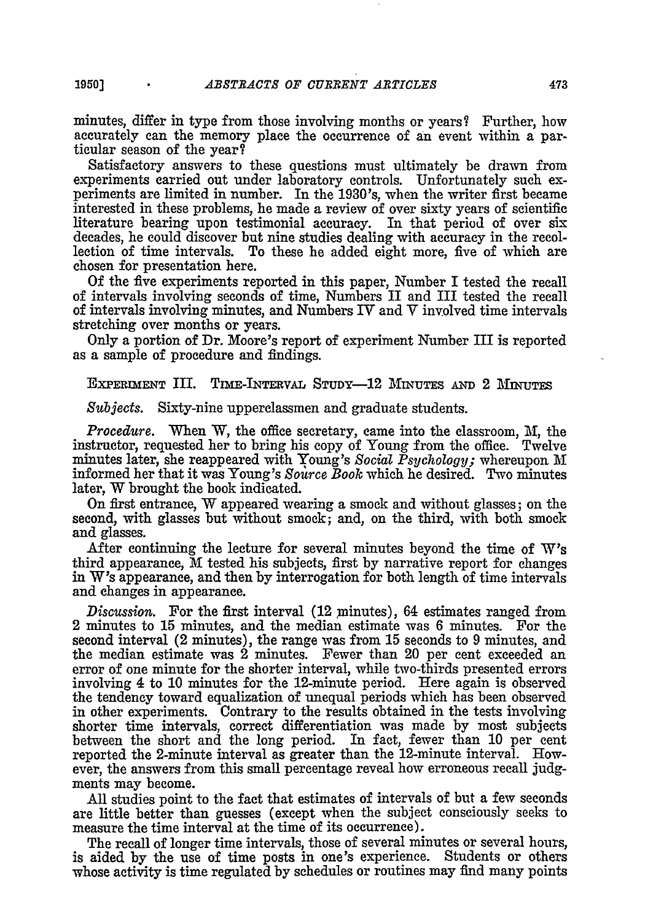minutes, differ in type from those involving months or years? Further, how accurately can the memory place the occurrence of an event within a particular season of the year?

Satisfactory answers to these questions must ultimately be drawn from experiments carried out under laboratory controls. Unfortunately such experiments are limited in number. In the 1930's, when the writer first became interested in these problems, he made a review of over sixty years of scientific literature bearing upon testimonial accuracy. In that period of over six decades, he could discover but nine studies dealing with accuracy in the recollection of time intervals. To these he added eight more, five of which are chosen for presentation here.

Of the five experiments reported in this paper, Number I tested the recall of intervals involving seconds of time, Numbers II and III tested the recall of intervals involving minutes, and Numbers IV and V involved time intervals stretching over months or years.

Only a portion of Dr. Moore's report of experiment Number III is reported as a sample of procedure and findings.

EXPERIMENT III. TIME-INTERVAL STUDY—12 MINUTES AND 2 MINUTES

*Subjects.* Sixty-nine upperclassmen and graduate students.

*Procedure.* When W, the office secretary, came into the classroom, M, the instructor, requested her to bring his copy of Young from the office. Twelve minutes later, she reappeared with Young's *Social Psychology;* whereupon M informed her that it was Young's *Source Book* which he desired. Two minutes later, W brought the book indicated.

On first entrance, W appeared wearing a smock and without glasses; on the second, with glasses but without smock; and, on the third, with both smock and glasses.

After continuing the lecture for several minutes beyond the time of W's third appearance, M tested his subjects, first by narrative report for changes in W's appearance, and then by interrogation for both length of time intervals and changes in appearance.

*Discussion.* For the first interval (12 minutes), 64 estimates ranged from 2 minutes to 15 minutes, and the median estimate was 6 minutes. For the second interval (2 minutes), the range was from 15 seconds to 9 minutes, and the median estimate was 2 minutes. Fewer than 20 per cent exceeded an error of one minute for the shorter interval, while two-thirds presented errors involving 4 to 10 minutes for the 12-minute period. Here again is observed the tendency toward equalization of unequal periods which has been observed in other experiments. Contrary to the results obtained in the tests involving shorter time intervals, correct differentiation was made by most subjects between the short and the long period. In fact, fewer than 10 per cent reported the 2-minute interval as greater than the 12-minute interval. However, the answers from this small percentage reveal how erroneous recall judgments may become.

All studies point to the fact that estimates of intervals of but a few seconds are little better than guesses (except when the subject consciously seeks to measure the time interval at the time of its occurrence).

The recall of longer time intervals, those of several minutes or several hours, is aided by the use of time posts in one's experience. Students or others whose activity is time regulated by schedules or routines may find many points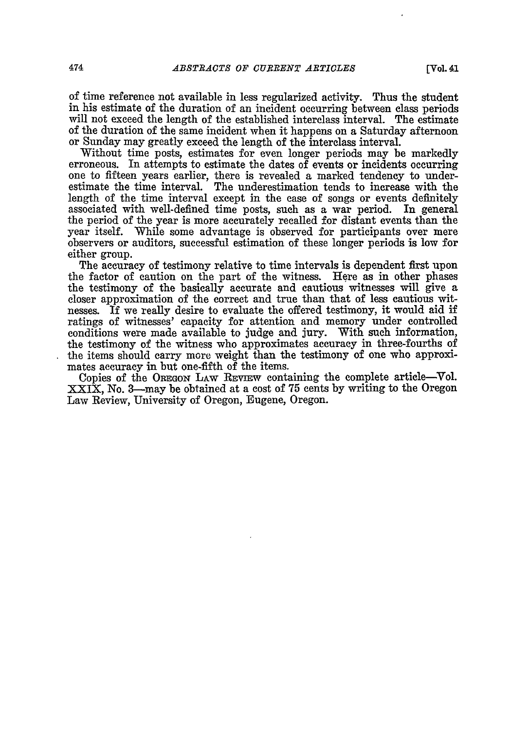of time reference not available in less regularized activity. Thus the student in his estimate of the duration of an incident occurring between class periods will not exceed the length of the established interclass interval. The estimate of the duration of the same incident when it happens on a Saturday afternoon or Sunday may greatly exceed the length of the interclass interval.

Without time posts, estimates for even longer periods may be markedly erroneous. In attempts to estimate the dates of events or incidents occurring one to fifteen years earlier, there is revealed a marked tendency to underestimate the time interval. The underestimation tends to increase with the length of the time interval except in the case of songs or events definitely associated with well-defined time posts, such as a war period. In general the period of the year is more accurately recalled for distant events than the year itself. While some advantage is observed for participants over mere observers or auditors, successful estimation of these longer periods is low for either group.

The accuracy of testimony relative to time intervals is dependent first upon the factor of caution on the part of the witness. Here as in other phases the testimony of the basically accurate and cautious witnesses will give a closer approximation of the correct and true than that of less cautious witnesses. If we really desire to evaluate the offered testimony, it would aid if ratings of witnesses' capacity for attention and memory under controlled conditions were made available to judge and jury. With such information, the testimony of the witness who approximates accuracy in three-fourths of the items should carry more weight than the testimony of one who approximates accuracy in but one-fifth of the items.

Copies of the OREGON LAW REVIEW containing the complete article—Vol. XXIX, No. 3—may be obtained at a cost of 75 cents by writing to the Oregon Law Review, University of Oregon, Eugene, Oregon.